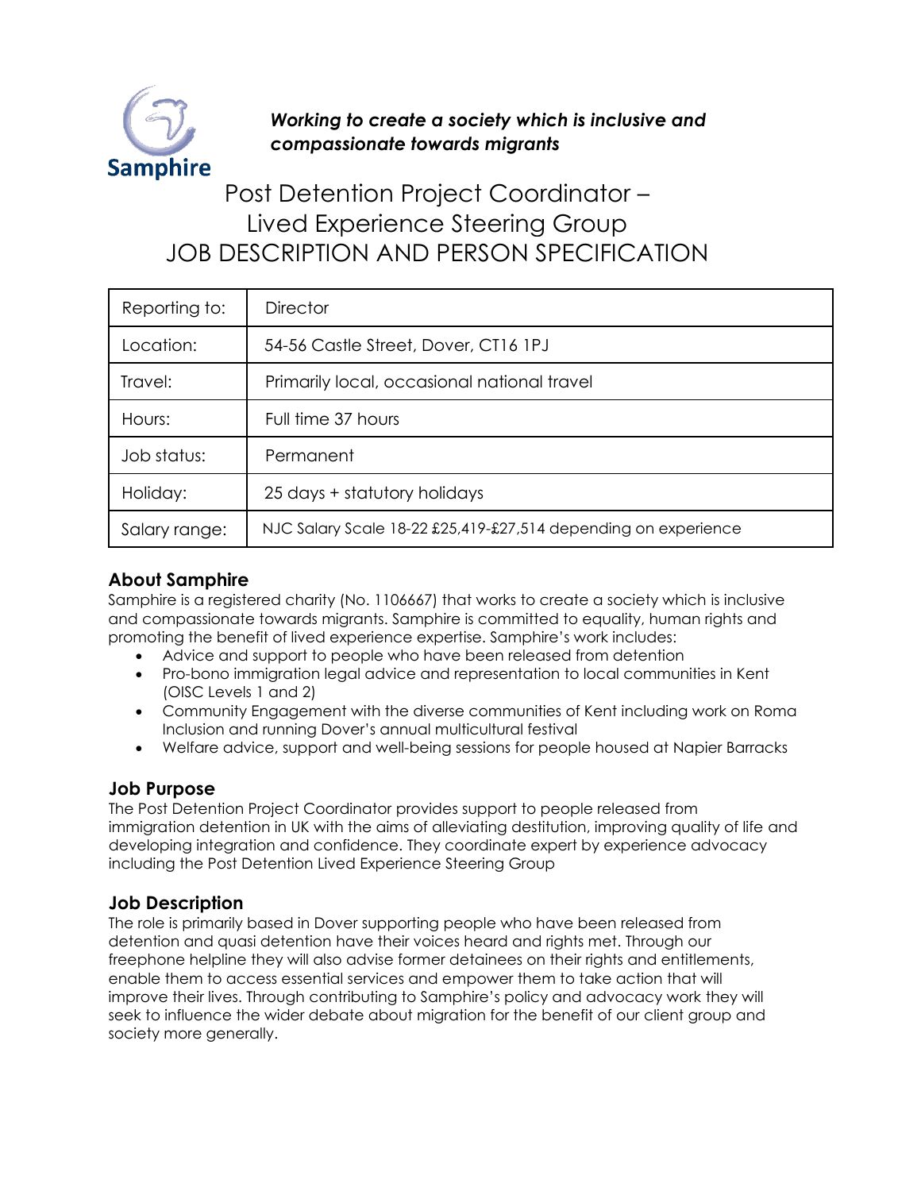Samphire

***Working to create a society which is inclusive and compassionate towards migrants***

# Post Detention Project Coordinator – Lived Experience Steering Group JOB DESCRIPTION AND PERSON SPECIFICATION

| | |
|---|---|
| Reporting to: | Director |
| Location: | 54-56 Castle Street, Dover, CT16 1PJ |
| Travel: | Primarily local, occasional national travel |
| Hours: | Full time 37 hours |
| Job status: | Permanent |
| Holiday: | 25 days + statutory holidays |
| Salary range: | NJC Salary Scale 18-22 £25,419-£27,514 depending on experience |

## About Samphire

Samphire is a registered charity (No. 1106667) that works to create a society which is inclusive and compassionate towards migrants. Samphire is committed to equality, human rights and promoting the benefit of lived experience expertise. Samphire's work includes:

- Advice and support to people who have been released from detention
- Pro-bono immigration legal advice and representation to local communities in Kent (OISC Levels 1 and 2)
- Community Engagement with the diverse communities of Kent including work on Roma Inclusion and running Dover's annual multicultural festival
- Welfare advice, support and well-being sessions for people housed at Napier Barracks

## Job Purpose

The Post Detention Project Coordinator provides support to people released from immigration detention in UK with the aims of alleviating destitution, improving quality of life and developing integration and confidence. They coordinate expert by experience advocacy including the Post Detention Lived Experience Steering Group

## Job Description

The role is primarily based in Dover supporting people who have been released from detention and quasi detention have their voices heard and rights met. Through our freephone helpline they will also advise former detainees on their rights and entitlements, enable them to access essential services and empower them to take action that will improve their lives. Through contributing to Samphire's policy and advocacy work they will seek to influence the wider debate about migration for the benefit of our client group and society more generally.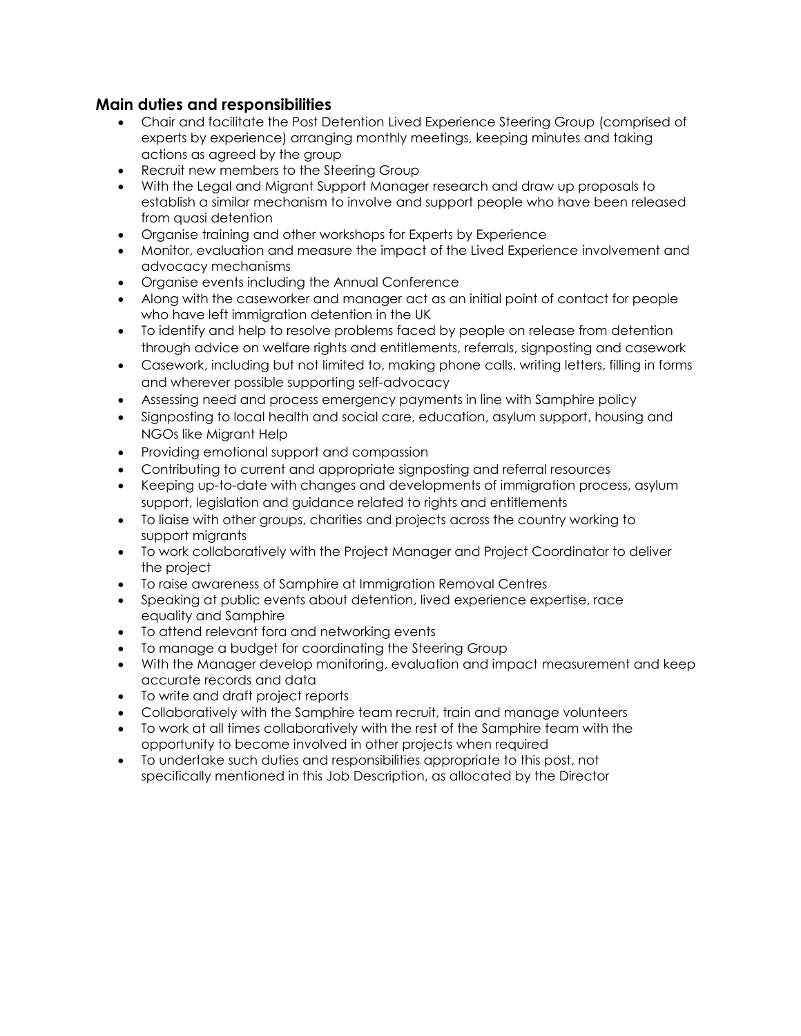## Main duties and responsibilities

- Chair and facilitate the Post Detention Lived Experience Steering Group (comprised of experts by experience) arranging monthly meetings, keeping minutes and taking actions as agreed by the group
- Recruit new members to the Steering Group
- With the Legal and Migrant Support Manager research and draw up proposals to establish a similar mechanism to involve and support people who have been released from quasi detention
- Organise training and other workshops for Experts by Experience
- Monitor, evaluation and measure the impact of the Lived Experience involvement and advocacy mechanisms
- Organise events including the Annual Conference
- Along with the caseworker and manager act as an initial point of contact for people who have left immigration detention in the UK
- To identify and help to resolve problems faced by people on release from detention through advice on welfare rights and entitlements, referrals, signposting and casework
- Casework, including but not limited to, making phone calls, writing letters, filling in forms and wherever possible supporting self-advocacy
- Assessing need and process emergency payments in line with Samphire policy
- Signposting to local health and social care, education, asylum support, housing and NGOs like Migrant Help
- Providing emotional support and compassion
- Contributing to current and appropriate signposting and referral resources
- Keeping up-to-date with changes and developments of immigration process, asylum support, legislation and guidance related to rights and entitlements
- To liaise with other groups, charities and projects across the country working to support migrants
- To work collaboratively with the Project Manager and Project Coordinator to deliver the project
- To raise awareness of Samphire at Immigration Removal Centres
- Speaking at public events about detention, lived experience expertise, race equality and Samphire
- To attend relevant fora and networking events
- To manage a budget for coordinating the Steering Group
- With the Manager develop monitoring, evaluation and impact measurement and keep accurate records and data
- To write and draft project reports
- Collaboratively with the Samphire team recruit, train and manage volunteers
- To work at all times collaboratively with the rest of the Samphire team with the opportunity to become involved in other projects when required
- To undertake such duties and responsibilities appropriate to this post, not specifically mentioned in this Job Description, as allocated by the Director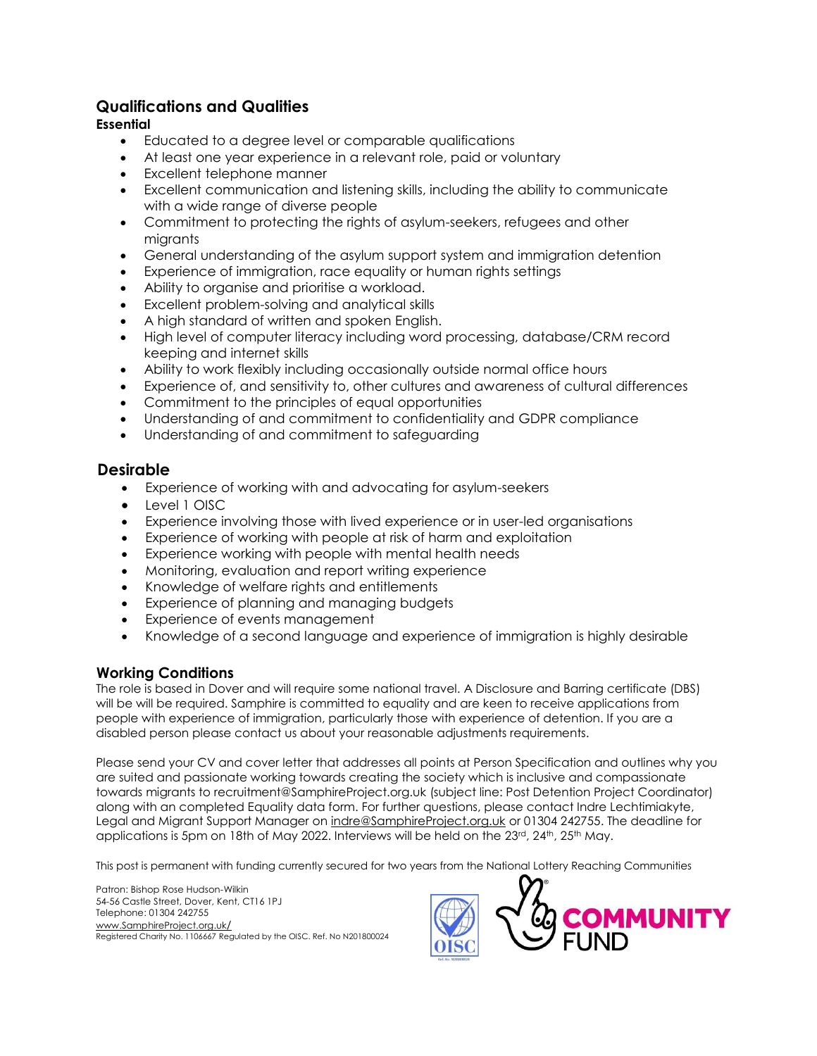## Qualifications and Qualities

**Essential**

- Educated to a degree level or comparable qualifications
- At least one year experience in a relevant role, paid or voluntary
- Excellent telephone manner
- Excellent communication and listening skills, including the ability to communicate with a wide range of diverse people
- Commitment to protecting the rights of asylum-seekers, refugees and other migrants
- General understanding of the asylum support system and immigration detention
- Experience of immigration, race equality or human rights settings
- Ability to organise and prioritise a workload.
- Excellent problem-solving and analytical skills
- A high standard of written and spoken English.
- High level of computer literacy including word processing, database/CRM record keeping and internet skills
- Ability to work flexibly including occasionally outside normal office hours
- Experience of, and sensitivity to, other cultures and awareness of cultural differences
- Commitment to the principles of equal opportunities
- Understanding of and commitment to confidentiality and GDPR compliance
- Understanding of and commitment to safeguarding

## Desirable

- Experience of working with and advocating for asylum-seekers
- Level 1 OISC
- Experience involving those with lived experience or in user-led organisations
- Experience of working with people at risk of harm and exploitation
- Experience working with people with mental health needs
- Monitoring, evaluation and report writing experience
- Knowledge of welfare rights and entitlements
- Experience of planning and managing budgets
- Experience of events management
- Knowledge of a second language and experience of immigration is highly desirable

## Working Conditions

The role is based in Dover and will require some national travel. A Disclosure and Barring certificate (DBS) will be will be required. Samphire is committed to equality and are keen to receive applications from people with experience of immigration, particularly those with experience of detention. If you are a disabled person please contact us about your reasonable adjustments requirements.

Please send your CV and cover letter that addresses all points at Person Specification and outlines why you are suited and passionate working towards creating the society which is inclusive and compassionate towards migrants to recruitment@SamphireProject.org.uk (subject line: Post Detention Project Coordinator) along with an completed Equality data form. For further questions, please contact Indre Lechtimiakyte, Legal and Migrant Support Manager on indre@SamphireProject.org.uk or 01304 242755. The deadline for applications is 5pm on 18th of May 2022. Interviews will be held on the 23rd, 24th, 25th May.

This post is permanent with funding currently secured for two years from the National Lottery Reaching Communities

Patron: Bishop Rose Hudson-Wilkin
54-56 Castle Street, Dover, Kent, CT16 1PJ
Telephone: 01304 242755
www.SamphireProject.org.uk/
Registered Charity No. 1106667 Regulated by the OISC. Ref. No N201800024

OISC

COMMUNITY FUND